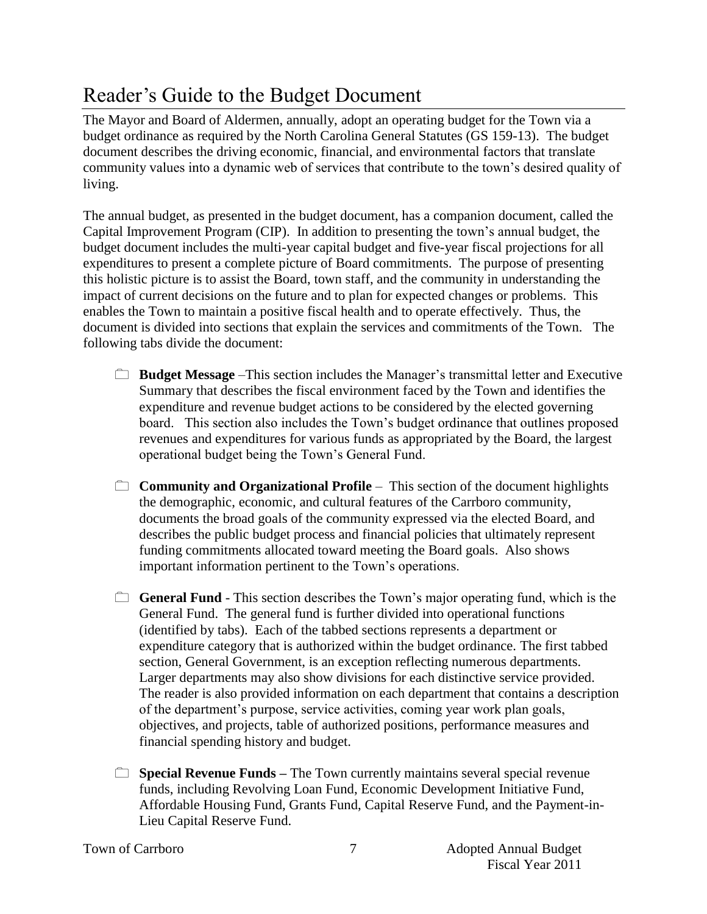# Reader's Guide to the Budget Document

The Mayor and Board of Aldermen, annually, adopt an operating budget for the Town via a budget ordinance as required by the North Carolina General Statutes (GS 159-13). The budget document describes the driving economic, financial, and environmental factors that translate community values into a dynamic web of services that contribute to the town's desired quality of living.

The annual budget, as presented in the budget document, has a companion document, called the Capital Improvement Program (CIP). In addition to presenting the town's annual budget, the budget document includes the multi-year capital budget and five-year fiscal projections for all expenditures to present a complete picture of Board commitments. The purpose of presenting this holistic picture is to assist the Board, town staff, and the community in understanding the impact of current decisions on the future and to plan for expected changes or problems. This enables the Town to maintain a positive fiscal health and to operate effectively. Thus, the document is divided into sections that explain the services and commitments of the Town. The following tabs divide the document:

- **Budget Message** –This section includes the Manager's transmittal letter and Executive Summary that describes the fiscal environment faced by the Town and identifies the expenditure and revenue budget actions to be considered by the elected governing board. This section also includes the Town's budget ordinance that outlines proposed revenues and expenditures for various funds as appropriated by the Board, the largest operational budget being the Town's General Fund.

- **Community and Organizational Profile** – This section of the document highlights the demographic, economic, and cultural features of the Carrboro community, documents the broad goals of the community expressed via the elected Board, and describes the public budget process and financial policies that ultimately represent funding commitments allocated toward meeting the Board goals. Also shows important information pertinent to the Town's operations.

- **General Fund** - This section describes the Town's major operating fund, which is the General Fund. The general fund is further divided into operational functions (identified by tabs). Each of the tabbed sections represents a department or expenditure category that is authorized within the budget ordinance. The first tabbed section, General Government, is an exception reflecting numerous departments. Larger departments may also show divisions for each distinctive service provided. The reader is also provided information on each department that contains a description of the department's purpose, service activities, coming year work plan goals, objectives, and projects, table of authorized positions, performance measures and financial spending history and budget.

- **Special Revenue Funds –** The Town currently maintains several special revenue funds, including Revolving Loan Fund, Economic Development Initiative Fund, Affordable Housing Fund, Grants Fund, Capital Reserve Fund, and the Payment-in-Lieu Capital Reserve Fund.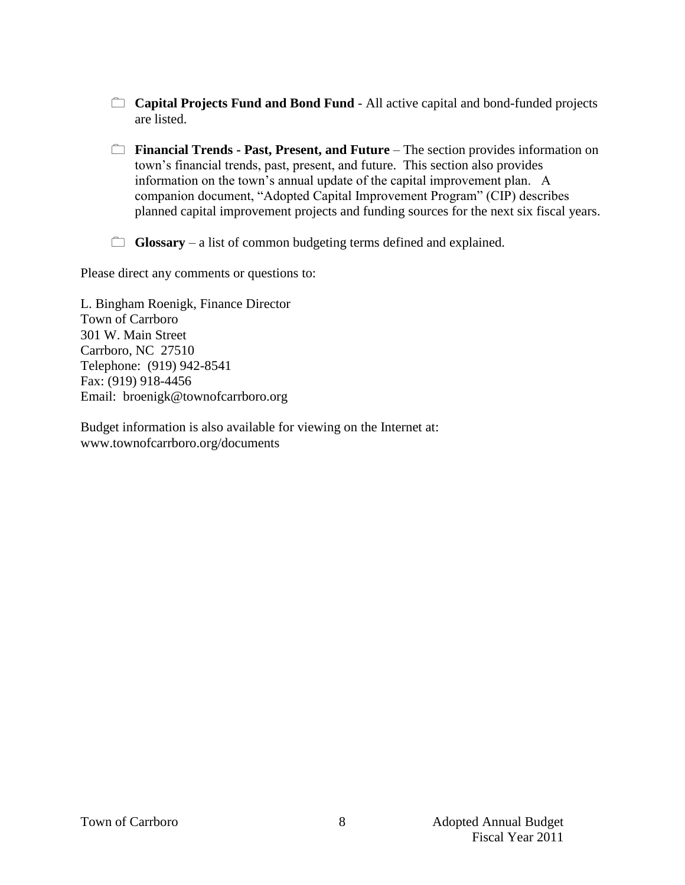- **Capital Projects Fund and Bond Fund** - All active capital and bond-funded projects are listed.

- **Financial Trends - Past, Present, and Future** – The section provides information on town's financial trends, past, present, and future. This section also provides information on the town's annual update of the capital improvement plan. A companion document, "Adopted Capital Improvement Program" (CIP) describes planned capital improvement projects and funding sources for the next six fiscal years.

- **Glossary** – a list of common budgeting terms defined and explained.

Please direct any comments or questions to:

L. Bingham Roenigk, Finance Director
Town of Carrboro
301 W. Main Street
Carrboro, NC 27510
Telephone: (919) 942-8541
Fax: (919) 918-4456
Email: broenigk@townofcarrboro.org

Budget information is also available for viewing on the Internet at:
www.townofcarrboro.org/documents